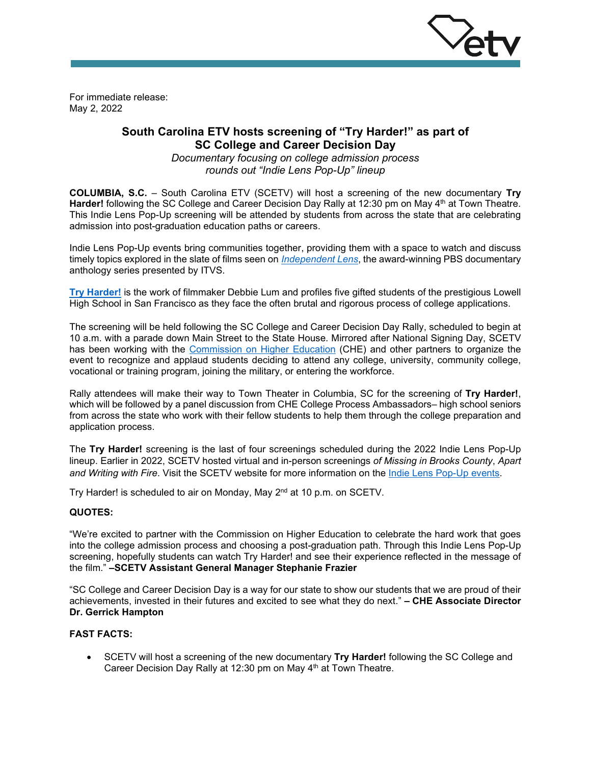For immediate release:
May 2, 2022

## South Carolina ETV hosts screening of "Try Harder!" as part of SC College and Career Decision Day

*Documentary focusing on college admission process rounds out "Indie Lens Pop-Up" lineup*

**COLUMBIA, S.C.** – South Carolina ETV (SCETV) will host a screening of the new documentary **Try Harder!** following the SC College and Career Decision Day Rally at 12:30 pm on May 4th at Town Theatre. This Indie Lens Pop-Up screening will be attended by students from across the state that are celebrating admission into post-graduation education paths or careers.

Indie Lens Pop-Up events bring communities together, providing them with a space to watch and discuss timely topics explored in the slate of films seen on *Independent Lens*, the award-winning PBS documentary anthology series presented by ITVS.

**Try Harder!** is the work of filmmaker Debbie Lum and profiles five gifted students of the prestigious Lowell High School in San Francisco as they face the often brutal and rigorous process of college applications.

The screening will be held following the SC College and Career Decision Day Rally, scheduled to begin at 10 a.m. with a parade down Main Street to the State House. Mirrored after National Signing Day, SCETV has been working with the Commission on Higher Education (CHE) and other partners to organize the event to recognize and applaud students deciding to attend any college, university, community college, vocational or training program, joining the military, or entering the workforce.

Rally attendees will make their way to Town Theater in Columbia, SC for the screening of **Try Harder!**, which will be followed by a panel discussion from CHE College Process Ambassadors– high school seniors from across the state who work with their fellow students to help them through the college preparation and application process.

The **Try Harder!** screening is the last of four screenings scheduled during the 2022 Indie Lens Pop-Up lineup. Earlier in 2022, SCETV hosted virtual and in-person screenings *of Missing in Brooks County*, *Apart and Writing with Fire*. Visit the SCETV website for more information on the Indie Lens Pop-Up events.

Try Harder! is scheduled to air on Monday, May 2nd at 10 p.m. on SCETV.

**QUOTES:**

"We're excited to partner with the Commission on Higher Education to celebrate the hard work that goes into the college admission process and choosing a post-graduation path. Through this Indie Lens Pop-Up screening, hopefully students can watch Try Harder! and see their experience reflected in the message of the film." **–SCETV Assistant General Manager Stephanie Frazier**

"SC College and Career Decision Day is a way for our state to show our students that we are proud of their achievements, invested in their futures and excited to see what they do next." **– CHE Associate Director Dr. Gerrick Hampton**

**FAST FACTS:**

- SCETV will host a screening of the new documentary **Try Harder!** following the SC College and Career Decision Day Rally at 12:30 pm on May 4th at Town Theatre.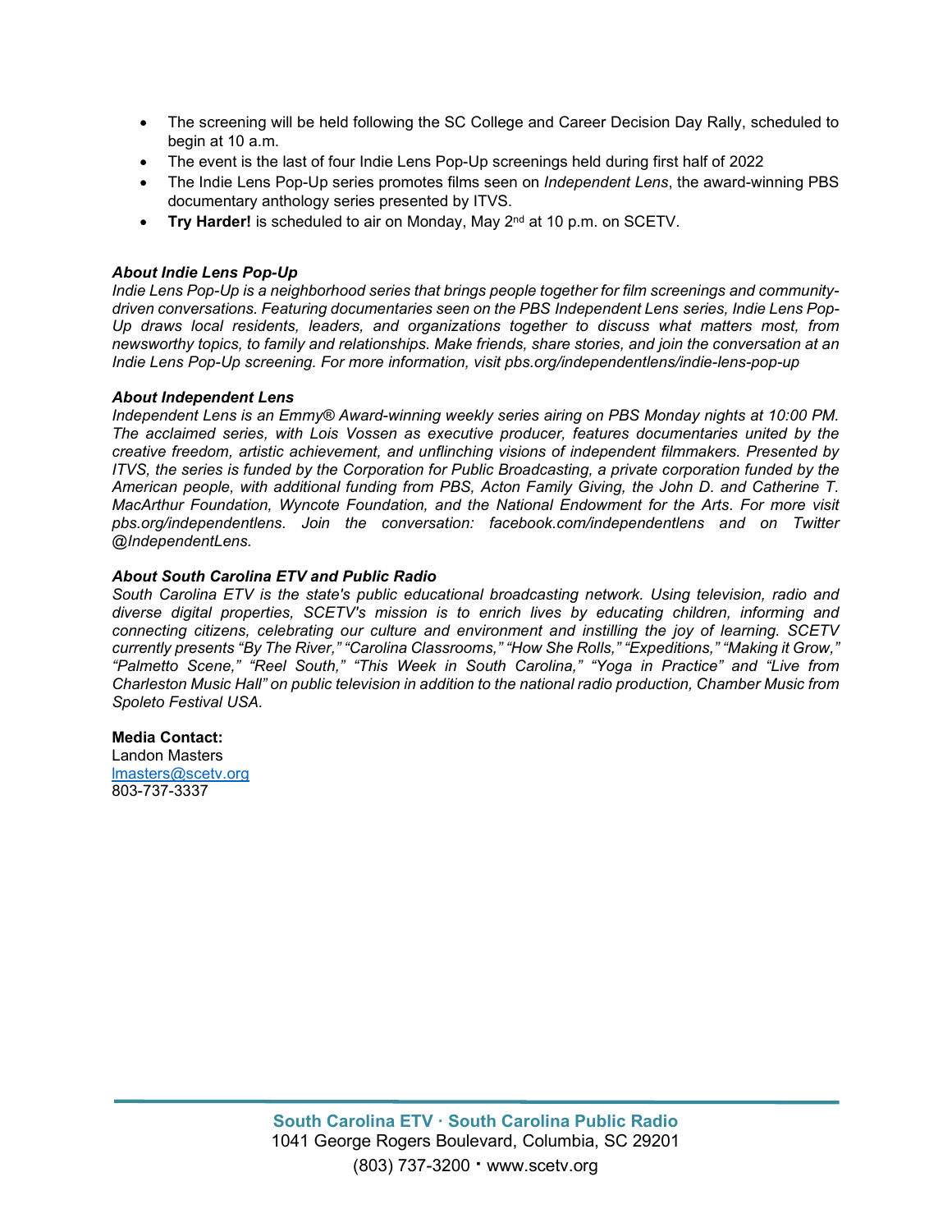- The screening will be held following the SC College and Career Decision Day Rally, scheduled to begin at 10 a.m.
- The event is the last of four Indie Lens Pop-Up screenings held during first half of 2022
- The Indie Lens Pop-Up series promotes films seen on *Independent Lens*, the award-winning PBS documentary anthology series presented by ITVS.
- **Try Harder!** is scheduled to air on Monday, May 2nd at 10 p.m. on SCETV.

***About Indie Lens Pop-Up***
*Indie Lens Pop-Up is a neighborhood series that brings people together for film screenings and community-driven conversations. Featuring documentaries seen on the PBS Independent Lens series, Indie Lens Pop-Up draws local residents, leaders, and organizations together to discuss what matters most, from newsworthy topics, to family and relationships. Make friends, share stories, and join the conversation at an Indie Lens Pop-Up screening. For more information, visit pbs.org/independentlens/indie-lens-pop-up*

***About Independent Lens***
*Independent Lens is an Emmy® Award-winning weekly series airing on PBS Monday nights at 10:00 PM. The acclaimed series, with Lois Vossen as executive producer, features documentaries united by the creative freedom, artistic achievement, and unflinching visions of independent filmmakers. Presented by ITVS, the series is funded by the Corporation for Public Broadcasting, a private corporation funded by the American people, with additional funding from PBS, Acton Family Giving, the John D. and Catherine T. MacArthur Foundation, Wyncote Foundation, and the National Endowment for the Arts. For more visit pbs.org/independentlens. Join the conversation: facebook.com/independentlens and on Twitter @IndependentLens.*

***About South Carolina ETV and Public Radio***
*South Carolina ETV is the state's public educational broadcasting network. Using television, radio and diverse digital properties, SCETV's mission is to enrich lives by educating children, informing and connecting citizens, celebrating our culture and environment and instilling the joy of learning. SCETV currently presents "By The River," "Carolina Classrooms," "How She Rolls," "Expeditions," "Making it Grow," "Palmetto Scene," "Reel South," "This Week in South Carolina," "Yoga in Practice" and "Live from Charleston Music Hall" on public television in addition to the national radio production, Chamber Music from Spoleto Festival USA.*

**Media Contact:**
Landon Masters
lmasters@scetv.org
803-737-3337

**South Carolina ETV · South Carolina Public Radio**
1041 George Rogers Boulevard, Columbia, SC 29201
(803) 737-3200 · www.scetv.org